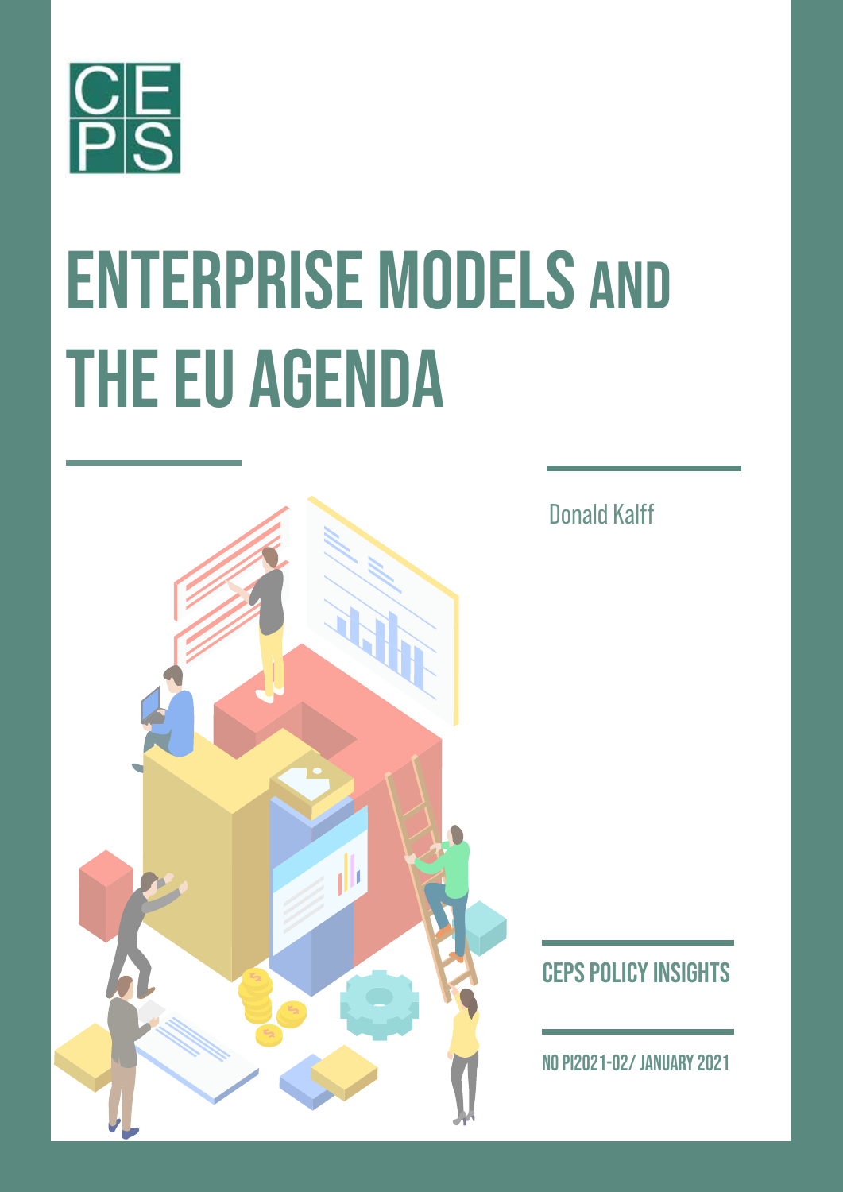CEPS

# ENTERPRISE MODELS AND THE EU AGENDA

Donald Kalff

CEPS POLICY INSIGHTS

NO PI2021-02/ JANUARY 2021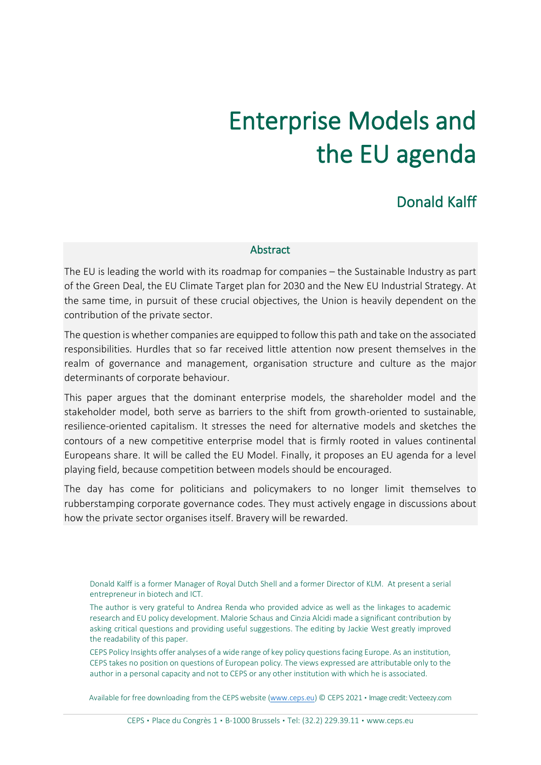# Enterprise Models and the EU agenda

## Donald Kalff

### Abstract

The EU is leading the world with its roadmap for companies – the Sustainable Industry as part of the Green Deal, the EU Climate Target plan for 2030 and the New EU Industrial Strategy. At the same time, in pursuit of these crucial objectives, the Union is heavily dependent on the contribution of the private sector.

The question is whether companies are equipped to follow this path and take on the associated responsibilities. Hurdles that so far received little attention now present themselves in the realm of governance and management, organisation structure and culture as the major determinants of corporate behaviour.

This paper argues that the dominant enterprise models, the shareholder model and the stakeholder model, both serve as barriers to the shift from growth-oriented to sustainable, resilience-oriented capitalism. It stresses the need for alternative models and sketches the contours of a new competitive enterprise model that is firmly rooted in values continental Europeans share. It will be called the EU Model. Finally, it proposes an EU agenda for a level playing field, because competition between models should be encouraged.

The day has come for politicians and policymakers to no longer limit themselves to rubberstamping corporate governance codes. They must actively engage in discussions about how the private sector organises itself. Bravery will be rewarded.

Donald Kalff is a former Manager of Royal Dutch Shell and a former Director of KLM. At present a serial entrepreneur in biotech and ICT.

The author is very grateful to Andrea Renda who provided advice as well as the linkages to academic research and EU policy development. Malorie Schaus and Cinzia Alcidi made a significant contribution by asking critical questions and providing useful suggestions. The editing by Jackie West greatly improved the readability of this paper.

CEPS Policy Insights offer analyses of a wide range of key policy questions facing Europe. As an institution, CEPS takes no position on questions of European policy. The views expressed are attributable only to the author in a personal capacity and not to CEPS or any other institution with which he is associated.

Available for free downloading from the CEPS website (www.ceps.eu) © CEPS 2021 • Image credit: Vecteezy.com

CEPS • Place du Congrès 1 • B-1000 Brussels • Tel: (32.2) 229.39.11 • www.ceps.eu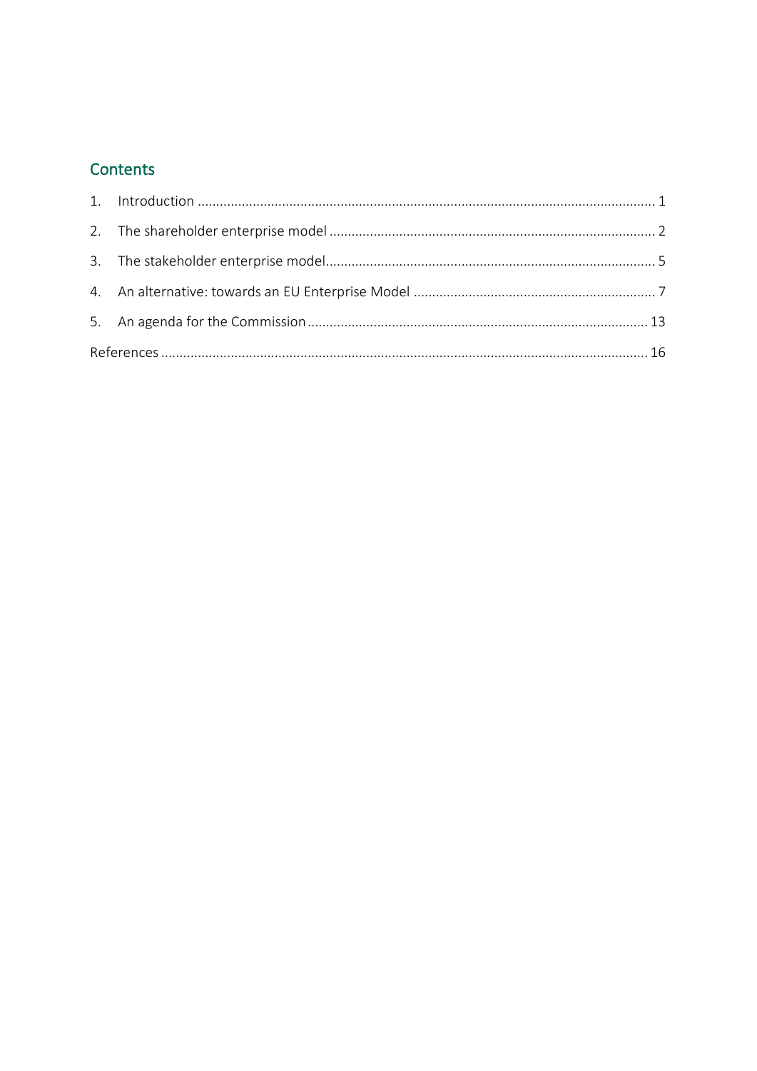## Contents

1. Introduction ........................................................................................................................... 1
2. The shareholder enterprise model ........................................................................................ 2
3. The stakeholder enterprise model......................................................................................... 5
4. An alternative: towards an EU Enterprise Model ................................................................. 7
5. An agenda for the Commission ............................................................................................ 13

References ................................................................................................................................... 16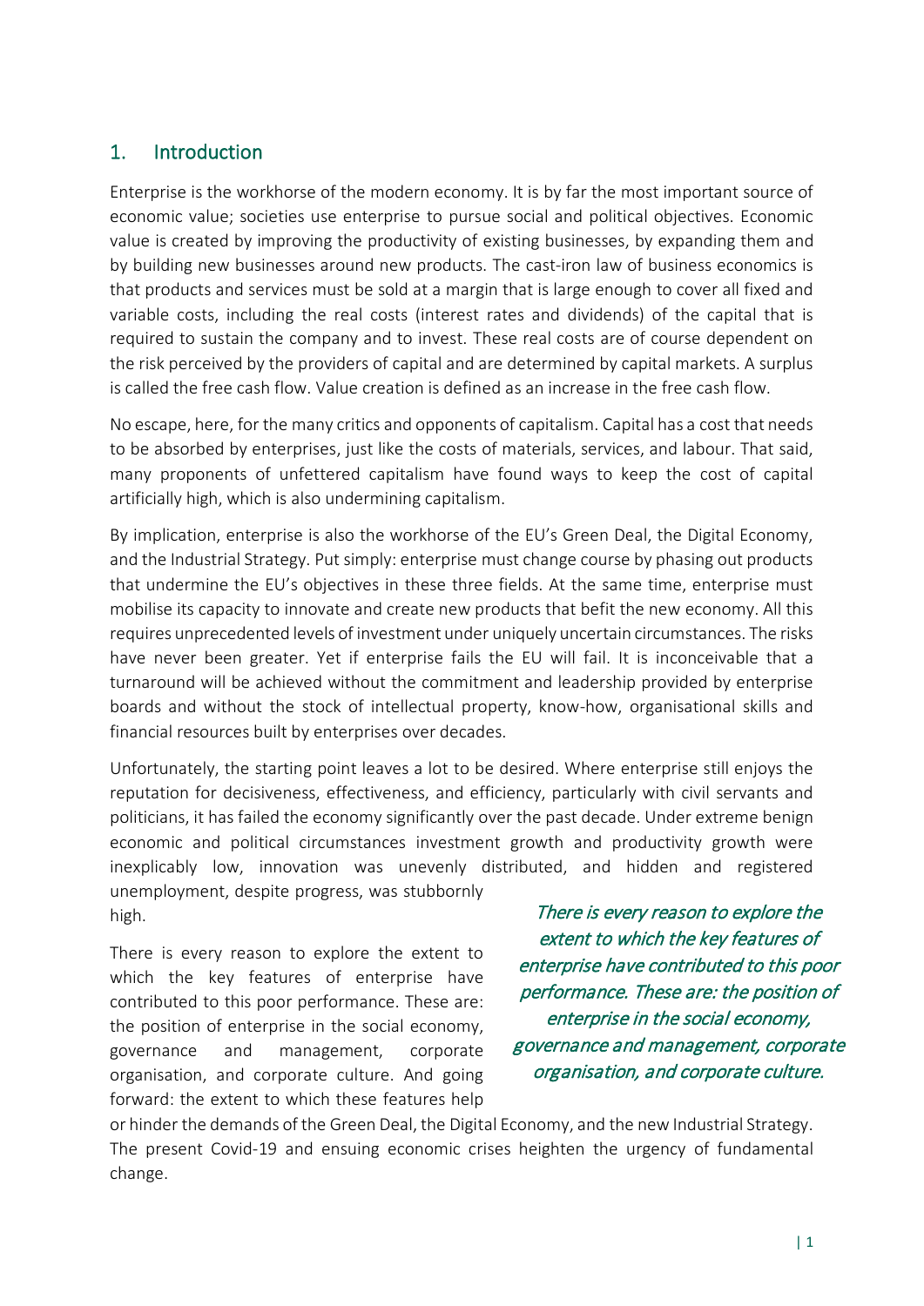## 1. Introduction

Enterprise is the workhorse of the modern economy. It is by far the most important source of economic value; societies use enterprise to pursue social and political objectives. Economic value is created by improving the productivity of existing businesses, by expanding them and by building new businesses around new products. The cast-iron law of business economics is that products and services must be sold at a margin that is large enough to cover all fixed and variable costs, including the real costs (interest rates and dividends) of the capital that is required to sustain the company and to invest. These real costs are of course dependent on the risk perceived by the providers of capital and are determined by capital markets. A surplus is called the free cash flow. Value creation is defined as an increase in the free cash flow.

No escape, here, for the many critics and opponents of capitalism. Capital has a cost that needs to be absorbed by enterprises, just like the costs of materials, services, and labour. That said, many proponents of unfettered capitalism have found ways to keep the cost of capital artificially high, which is also undermining capitalism.

By implication, enterprise is also the workhorse of the EU's Green Deal, the Digital Economy, and the Industrial Strategy. Put simply: enterprise must change course by phasing out products that undermine the EU's objectives in these three fields. At the same time, enterprise must mobilise its capacity to innovate and create new products that befit the new economy. All this requires unprecedented levels of investment under uniquely uncertain circumstances. The risks have never been greater. Yet if enterprise fails the EU will fail. It is inconceivable that a turnaround will be achieved without the commitment and leadership provided by enterprise boards and without the stock of intellectual property, know-how, organisational skills and financial resources built by enterprises over decades.

Unfortunately, the starting point leaves a lot to be desired. Where enterprise still enjoys the reputation for decisiveness, effectiveness, and efficiency, particularly with civil servants and politicians, it has failed the economy significantly over the past decade. Under extreme benign economic and political circumstances investment growth and productivity growth were inexplicably low, innovation was unevenly distributed, and hidden and registered unemployment, despite progress, was stubbornly high.

> *There is every reason to explore the extent to which the key features of enterprise have contributed to this poor performance. These are: the position of enterprise in the social economy, governance and management, corporate organisation, and corporate culture.*

There is every reason to explore the extent to which the key features of enterprise have contributed to this poor performance. These are: the position of enterprise in the social economy, governance and management, corporate organisation, and corporate culture. And going forward: the extent to which these features help or hinder the demands of the Green Deal, the Digital Economy, and the new Industrial Strategy. The present Covid-19 and ensuing economic crises heighten the urgency of fundamental change.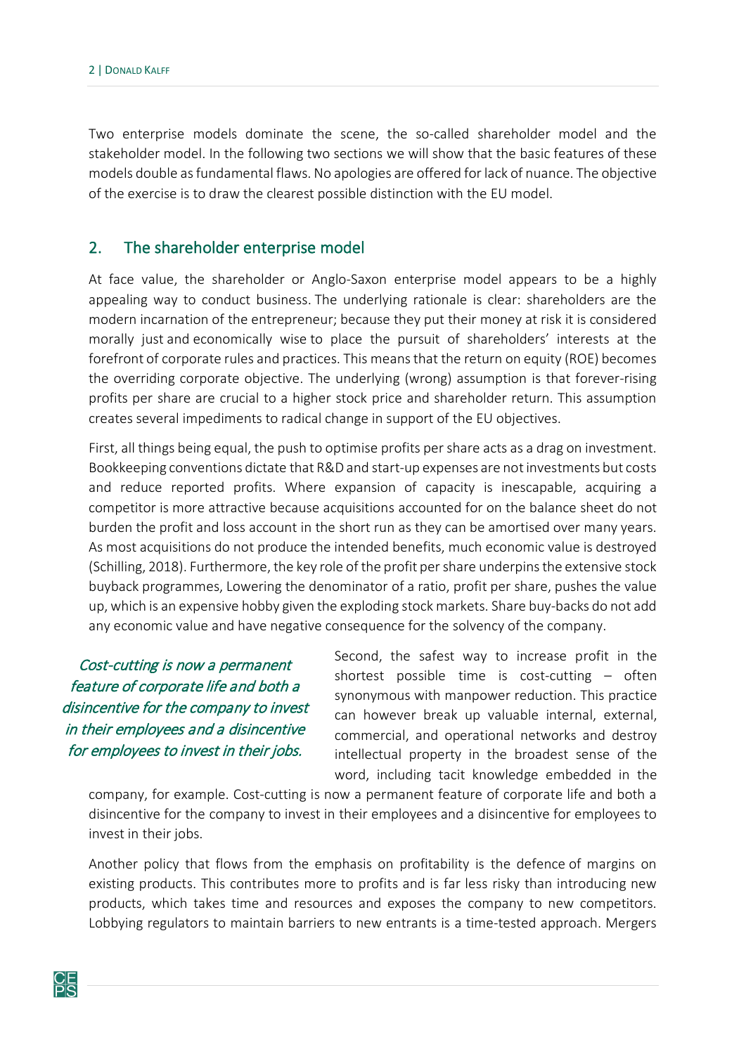Two enterprise models dominate the scene, the so-called shareholder model and the stakeholder model. In the following two sections we will show that the basic features of these models double as fundamental flaws. No apologies are offered for lack of nuance. The objective of the exercise is to draw the clearest possible distinction with the EU model.

## 2. The shareholder enterprise model

At face value, the shareholder or Anglo-Saxon enterprise model appears to be a highly appealing way to conduct business. The underlying rationale is clear: shareholders are the modern incarnation of the entrepreneur; because they put their money at risk it is considered morally just and economically wise to place the pursuit of shareholders' interests at the forefront of corporate rules and practices. This means that the return on equity (ROE) becomes the overriding corporate objective. The underlying (wrong) assumption is that forever-rising profits per share are crucial to a higher stock price and shareholder return. This assumption creates several impediments to radical change in support of the EU objectives.

First, all things being equal, the push to optimise profits per share acts as a drag on investment. Bookkeeping conventions dictate that R&D and start-up expenses are not investments but costs and reduce reported profits. Where expansion of capacity is inescapable, acquiring a competitor is more attractive because acquisitions accounted for on the balance sheet do not burden the profit and loss account in the short run as they can be amortised over many years. As most acquisitions do not produce the intended benefits, much economic value is destroyed (Schilling, 2018). Furthermore, the key role of the profit per share underpins the extensive stock buyback programmes, Lowering the denominator of a ratio, profit per share, pushes the value up, which is an expensive hobby given the exploding stock markets. Share buy-backs do not add any economic value and have negative consequence for the solvency of the company.

*Cost-cutting is now a permanent feature of corporate life and both a disincentive for the company to invest in their employees and a disincentive for employees to invest in their jobs.*

Second, the safest way to increase profit in the shortest possible time is cost-cutting – often synonymous with manpower reduction. This practice can however break up valuable internal, external, commercial, and operational networks and destroy intellectual property in the broadest sense of the word, including tacit knowledge embedded in the company, for example. Cost-cutting is now a permanent feature of corporate life and both a disincentive for the company to invest in their employees and a disincentive for employees to invest in their jobs.

Another policy that flows from the emphasis on profitability is the defence of margins on existing products. This contributes more to profits and is far less risky than introducing new products, which takes time and resources and exposes the company to new competitors. Lobbying regulators to maintain barriers to new entrants is a time-tested approach. Mergers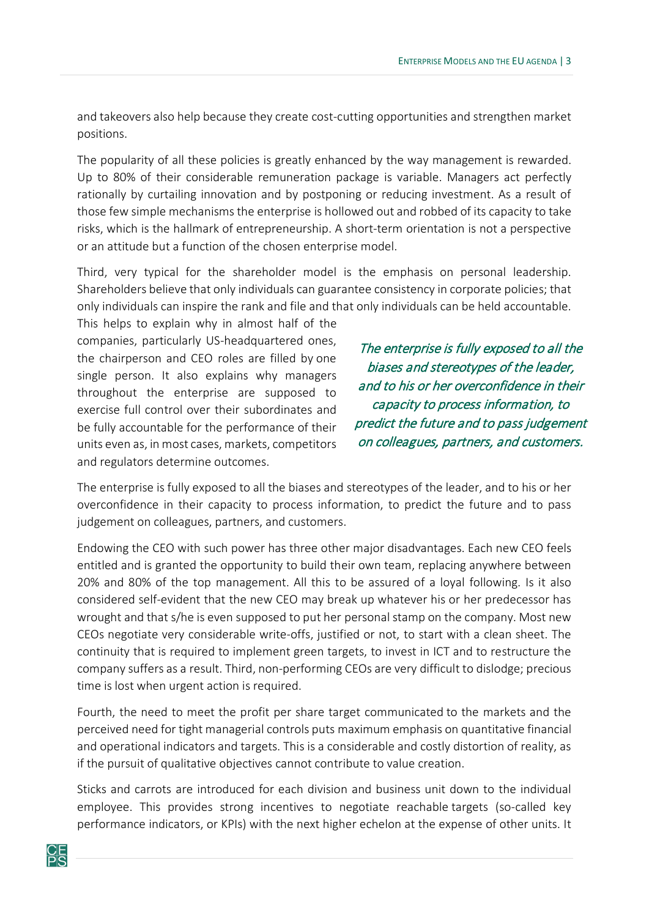and takeovers also help because they create cost-cutting opportunities and strengthen market positions.

The popularity of all these policies is greatly enhanced by the way management is rewarded. Up to 80% of their considerable remuneration package is variable. Managers act perfectly rationally by curtailing innovation and by postponing or reducing investment. As a result of those few simple mechanisms the enterprise is hollowed out and robbed of its capacity to take risks, which is the hallmark of entrepreneurship. A short-term orientation is not a perspective or an attitude but a function of the chosen enterprise model.

Third, very typical for the shareholder model is the emphasis on personal leadership. Shareholders believe that only individuals can guarantee consistency in corporate policies; that only individuals can inspire the rank and file and that only individuals can be held accountable. This helps to explain why in almost half of the companies, particularly US-headquartered ones, the chairperson and CEO roles are filled by one single person. It also explains why managers throughout the enterprise are supposed to exercise full control over their subordinates and be fully accountable for the performance of their units even as, in most cases, markets, competitors and regulators determine outcomes.

*The enterprise is fully exposed to all the biases and stereotypes of the leader, and to his or her overconfidence in their capacity to process information, to predict the future and to pass judgement on colleagues, partners, and customers.*

The enterprise is fully exposed to all the biases and stereotypes of the leader, and to his or her overconfidence in their capacity to process information, to predict the future and to pass judgement on colleagues, partners, and customers.

Endowing the CEO with such power has three other major disadvantages. Each new CEO feels entitled and is granted the opportunity to build their own team, replacing anywhere between 20% and 80% of the top management. All this to be assured of a loyal following. Is it also considered self-evident that the new CEO may break up whatever his or her predecessor has wrought and that s/he is even supposed to put her personal stamp on the company. Most new CEOs negotiate very considerable write-offs, justified or not, to start with a clean sheet. The continuity that is required to implement green targets, to invest in ICT and to restructure the company suffers as a result. Third, non-performing CEOs are very difficult to dislodge; precious time is lost when urgent action is required.

Fourth, the need to meet the profit per share target communicated to the markets and the perceived need for tight managerial controls puts maximum emphasis on quantitative financial and operational indicators and targets. This is a considerable and costly distortion of reality, as if the pursuit of qualitative objectives cannot contribute to value creation.

Sticks and carrots are introduced for each division and business unit down to the individual employee. This provides strong incentives to negotiate reachable targets (so-called key performance indicators, or KPIs) with the next higher echelon at the expense of other units. It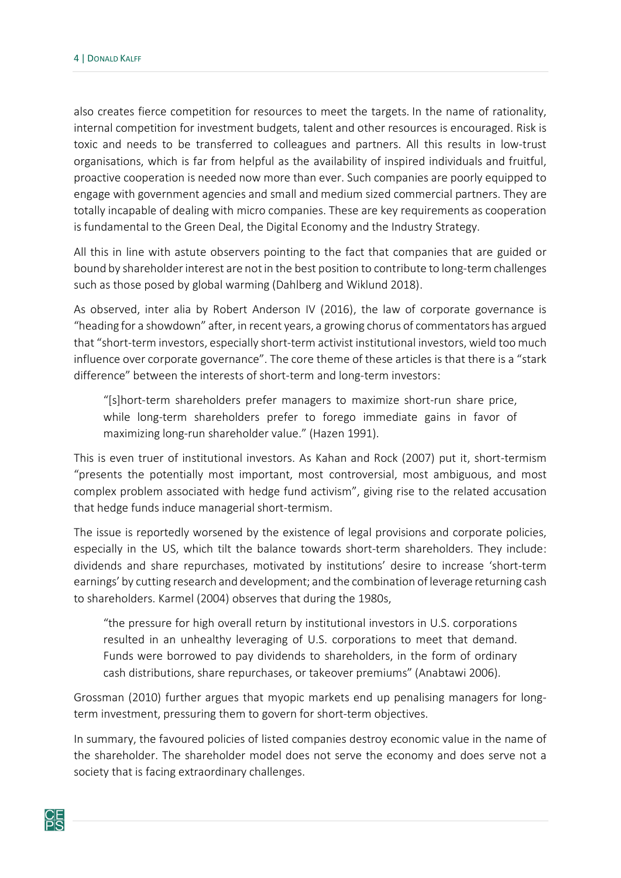also creates fierce competition for resources to meet the targets. In the name of rationality, internal competition for investment budgets, talent and other resources is encouraged. Risk is toxic and needs to be transferred to colleagues and partners. All this results in low-trust organisations, which is far from helpful as the availability of inspired individuals and fruitful, proactive cooperation is needed now more than ever. Such companies are poorly equipped to engage with government agencies and small and medium sized commercial partners. They are totally incapable of dealing with micro companies. These are key requirements as cooperation is fundamental to the Green Deal, the Digital Economy and the Industry Strategy.

All this in line with astute observers pointing to the fact that companies that are guided or bound by shareholder interest are not in the best position to contribute to long-term challenges such as those posed by global warming (Dahlberg and Wiklund 2018).

As observed, inter alia by Robert Anderson IV (2016), the law of corporate governance is "heading for a showdown" after, in recent years, a growing chorus of commentators has argued that "short-term investors, especially short-term activist institutional investors, wield too much influence over corporate governance". The core theme of these articles is that there is a "stark difference" between the interests of short-term and long-term investors:

> "[s]hort-term shareholders prefer managers to maximize short-run share price, while long-term shareholders prefer to forego immediate gains in favor of maximizing long-run shareholder value." (Hazen 1991).

This is even truer of institutional investors. As Kahan and Rock (2007) put it, short-termism "presents the potentially most important, most controversial, most ambiguous, and most complex problem associated with hedge fund activism", giving rise to the related accusation that hedge funds induce managerial short-termism.

The issue is reportedly worsened by the existence of legal provisions and corporate policies, especially in the US, which tilt the balance towards short-term shareholders. They include: dividends and share repurchases, motivated by institutions' desire to increase 'short-term earnings' by cutting research and development; and the combination of leverage returning cash to shareholders. Karmel (2004) observes that during the 1980s,

> "the pressure for high overall return by institutional investors in U.S. corporations resulted in an unhealthy leveraging of U.S. corporations to meet that demand. Funds were borrowed to pay dividends to shareholders, in the form of ordinary cash distributions, share repurchases, or takeover premiums" (Anabtawi 2006).

Grossman (2010) further argues that myopic markets end up penalising managers for long-term investment, pressuring them to govern for short-term objectives.

In summary, the favoured policies of listed companies destroy economic value in the name of the shareholder. The shareholder model does not serve the economy and does serve not a society that is facing extraordinary challenges.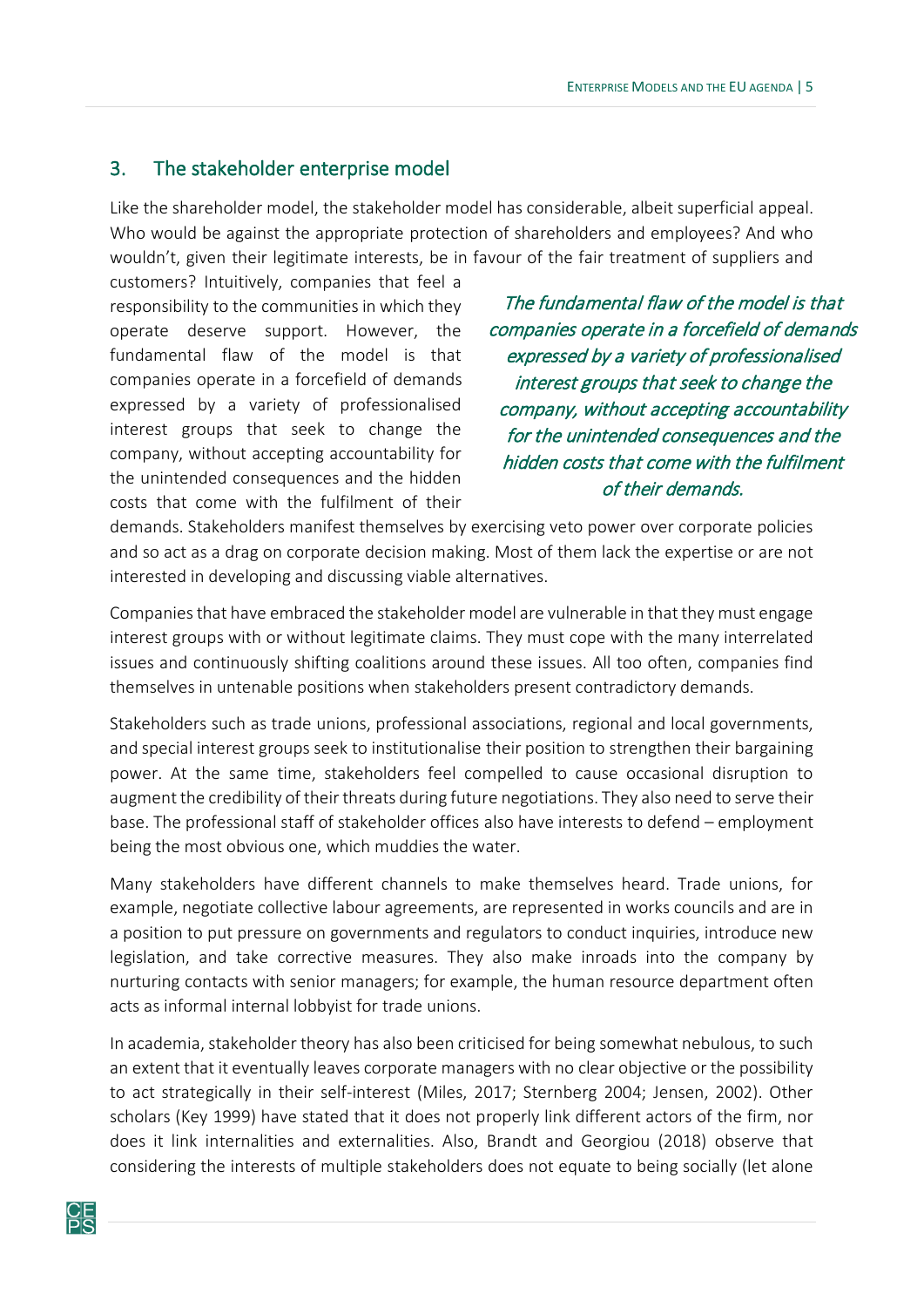## 3. The stakeholder enterprise model

Like the shareholder model, the stakeholder model has considerable, albeit superficial appeal. Who would be against the appropriate protection of shareholders and employees? And who wouldn't, given their legitimate interests, be in favour of the fair treatment of suppliers and customers? Intuitively, companies that feel a responsibility to the communities in which they operate deserve support. However, the fundamental flaw of the model is that companies operate in a forcefield of demands expressed by a variety of professionalised interest groups that seek to change the company, without accepting accountability for the unintended consequences and the hidden costs that come with the fulfilment of their demands. Stakeholders manifest themselves by exercising veto power over corporate policies and so act as a drag on corporate decision making. Most of them lack the expertise or are not interested in developing and discussing viable alternatives.

*The fundamental flaw of the model is that companies operate in a forcefield of demands expressed by a variety of professionalised interest groups that seek to change the company, without accepting accountability for the unintended consequences and the hidden costs that come with the fulfilment of their demands.*

Companies that have embraced the stakeholder model are vulnerable in that they must engage interest groups with or without legitimate claims. They must cope with the many interrelated issues and continuously shifting coalitions around these issues. All too often, companies find themselves in untenable positions when stakeholders present contradictory demands.

Stakeholders such as trade unions, professional associations, regional and local governments, and special interest groups seek to institutionalise their position to strengthen their bargaining power. At the same time, stakeholders feel compelled to cause occasional disruption to augment the credibility of their threats during future negotiations. They also need to serve their base. The professional staff of stakeholder offices also have interests to defend – employment being the most obvious one, which muddies the water.

Many stakeholders have different channels to make themselves heard. Trade unions, for example, negotiate collective labour agreements, are represented in works councils and are in a position to put pressure on governments and regulators to conduct inquiries, introduce new legislation, and take corrective measures. They also make inroads into the company by nurturing contacts with senior managers; for example, the human resource department often acts as informal internal lobbyist for trade unions.

In academia, stakeholder theory has also been criticised for being somewhat nebulous, to such an extent that it eventually leaves corporate managers with no clear objective or the possibility to act strategically in their self-interest (Miles, 2017; Sternberg 2004; Jensen, 2002). Other scholars (Key 1999) have stated that it does not properly link different actors of the firm, nor does it link internalities and externalities. Also, Brandt and Georgiou (2018) observe that considering the interests of multiple stakeholders does not equate to being socially (let alone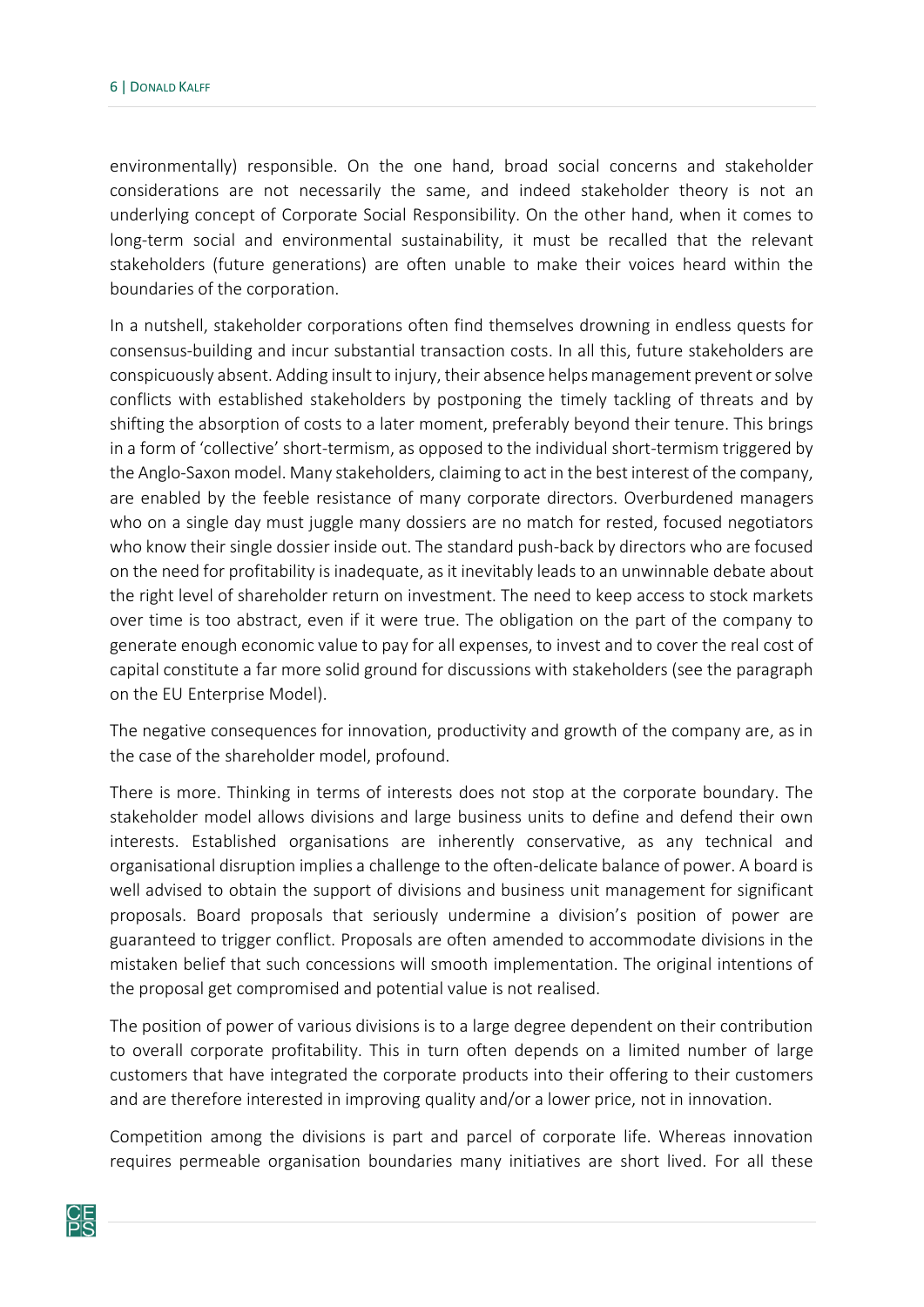environmentally) responsible. On the one hand, broad social concerns and stakeholder considerations are not necessarily the same, and indeed stakeholder theory is not an underlying concept of Corporate Social Responsibility. On the other hand, when it comes to long-term social and environmental sustainability, it must be recalled that the relevant stakeholders (future generations) are often unable to make their voices heard within the boundaries of the corporation.

In a nutshell, stakeholder corporations often find themselves drowning in endless quests for consensus-building and incur substantial transaction costs. In all this, future stakeholders are conspicuously absent. Adding insult to injury, their absence helps management prevent or solve conflicts with established stakeholders by postponing the timely tackling of threats and by shifting the absorption of costs to a later moment, preferably beyond their tenure. This brings in a form of 'collective' short-termism, as opposed to the individual short-termism triggered by the Anglo-Saxon model. Many stakeholders, claiming to act in the best interest of the company, are enabled by the feeble resistance of many corporate directors. Overburdened managers who on a single day must juggle many dossiers are no match for rested, focused negotiators who know their single dossier inside out. The standard push-back by directors who are focused on the need for profitability is inadequate, as it inevitably leads to an unwinnable debate about the right level of shareholder return on investment. The need to keep access to stock markets over time is too abstract, even if it were true. The obligation on the part of the company to generate enough economic value to pay for all expenses, to invest and to cover the real cost of capital constitute a far more solid ground for discussions with stakeholders (see the paragraph on the EU Enterprise Model).

The negative consequences for innovation, productivity and growth of the company are, as in the case of the shareholder model, profound.

There is more. Thinking in terms of interests does not stop at the corporate boundary. The stakeholder model allows divisions and large business units to define and defend their own interests. Established organisations are inherently conservative, as any technical and organisational disruption implies a challenge to the often-delicate balance of power. A board is well advised to obtain the support of divisions and business unit management for significant proposals. Board proposals that seriously undermine a division's position of power are guaranteed to trigger conflict. Proposals are often amended to accommodate divisions in the mistaken belief that such concessions will smooth implementation. The original intentions of the proposal get compromised and potential value is not realised.

The position of power of various divisions is to a large degree dependent on their contribution to overall corporate profitability. This in turn often depends on a limited number of large customers that have integrated the corporate products into their offering to their customers and are therefore interested in improving quality and/or a lower price, not in innovation.

Competition among the divisions is part and parcel of corporate life. Whereas innovation requires permeable organisation boundaries many initiatives are short lived. For all these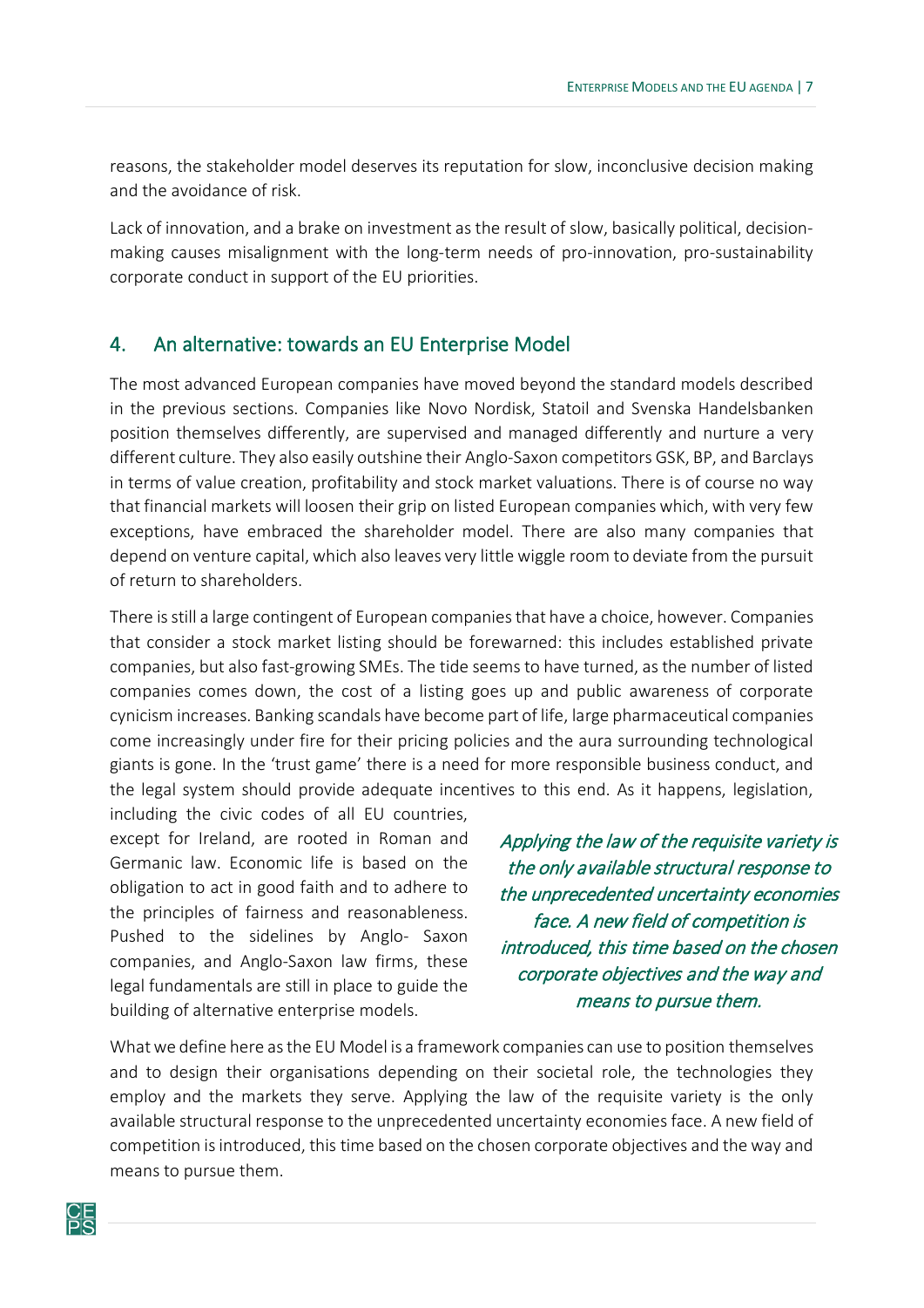reasons, the stakeholder model deserves its reputation for slow, inconclusive decision making and the avoidance of risk.

Lack of innovation, and a brake on investment as the result of slow, basically political, decision-making causes misalignment with the long-term needs of pro-innovation, pro-sustainability corporate conduct in support of the EU priorities.

## 4. An alternative: towards an EU Enterprise Model

The most advanced European companies have moved beyond the standard models described in the previous sections. Companies like Novo Nordisk, Statoil and Svenska Handelsbanken position themselves differently, are supervised and managed differently and nurture a very different culture. They also easily outshine their Anglo-Saxon competitors GSK, BP, and Barclays in terms of value creation, profitability and stock market valuations. There is of course no way that financial markets will loosen their grip on listed European companies which, with very few exceptions, have embraced the shareholder model. There are also many companies that depend on venture capital, which also leaves very little wiggle room to deviate from the pursuit of return to shareholders.

There is still a large contingent of European companies that have a choice, however. Companies that consider a stock market listing should be forewarned: this includes established private companies, but also fast-growing SMEs. The tide seems to have turned, as the number of listed companies comes down, the cost of a listing goes up and public awareness of corporate cynicism increases. Banking scandals have become part of life, large pharmaceutical companies come increasingly under fire for their pricing policies and the aura surrounding technological giants is gone. In the 'trust game' there is a need for more responsible business conduct, and the legal system should provide adequate incentives to this end. As it happens, legislation, including the civic codes of all EU countries, except for Ireland, are rooted in Roman and Germanic law. Economic life is based on the obligation to act in good faith and to adhere to the principles of fairness and reasonableness. Pushed to the sidelines by Anglo- Saxon companies, and Anglo-Saxon law firms, these legal fundamentals are still in place to guide the building of alternative enterprise models.

*Applying the law of the requisite variety is the only available structural response to the unprecedented uncertainty economies face. A new field of competition is introduced, this time based on the chosen corporate objectives and the way and means to pursue them.*

What we define here as the EU Model is a framework companies can use to position themselves and to design their organisations depending on their societal role, the technologies they employ and the markets they serve. Applying the law of the requisite variety is the only available structural response to the unprecedented uncertainty economies face. A new field of competition is introduced, this time based on the chosen corporate objectives and the way and means to pursue them.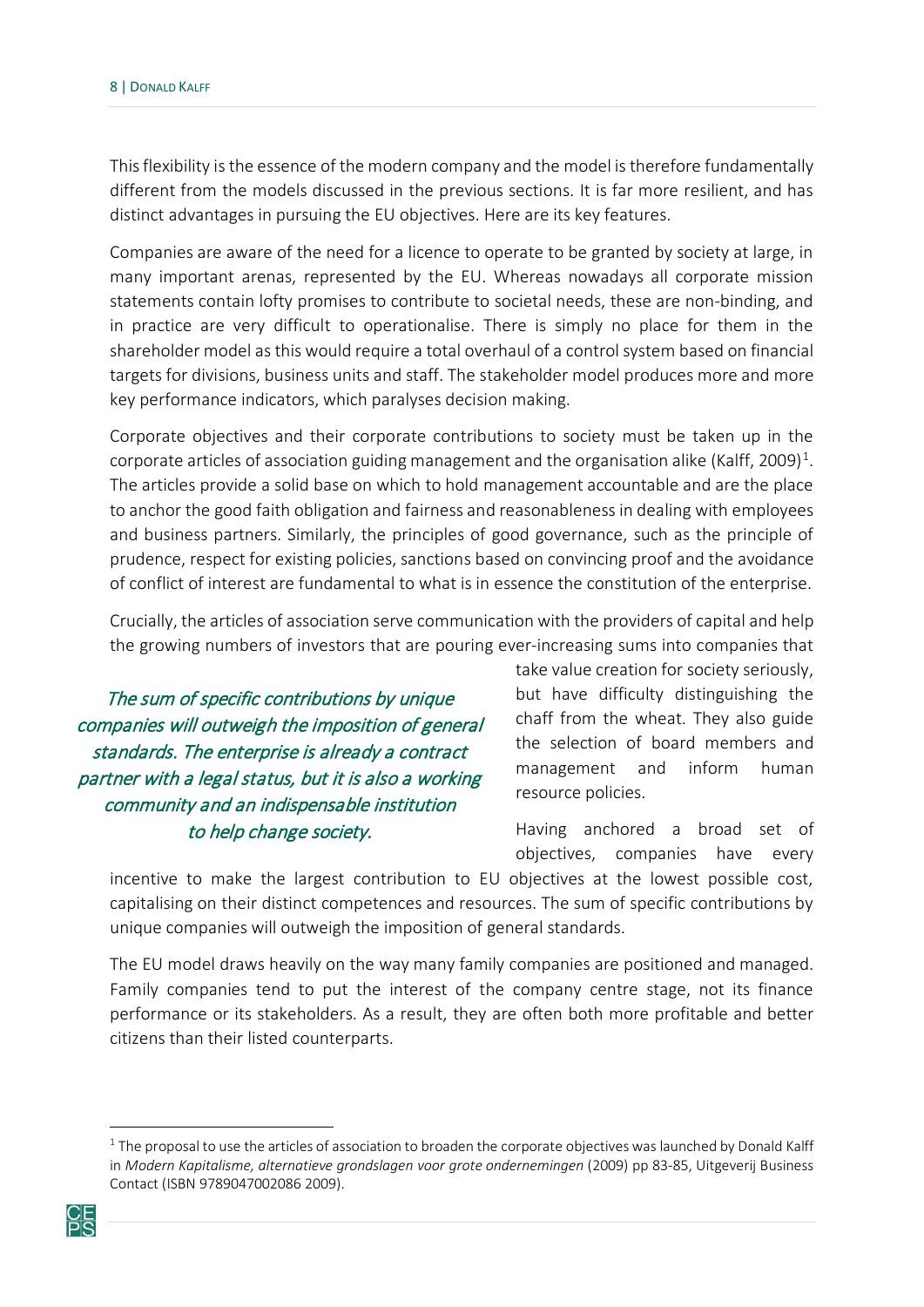This flexibility is the essence of the modern company and the model is therefore fundamentally different from the models discussed in the previous sections. It is far more resilient, and has distinct advantages in pursuing the EU objectives. Here are its key features.

Companies are aware of the need for a licence to operate to be granted by society at large, in many important arenas, represented by the EU. Whereas nowadays all corporate mission statements contain lofty promises to contribute to societal needs, these are non-binding, and in practice are very difficult to operationalise. There is simply no place for them in the shareholder model as this would require a total overhaul of a control system based on financial targets for divisions, business units and staff. The stakeholder model produces more and more key performance indicators, which paralyses decision making.

Corporate objectives and their corporate contributions to society must be taken up in the corporate articles of association guiding management and the organisation alike (Kalff, 2009)[1]. The articles provide a solid base on which to hold management accountable and are the place to anchor the good faith obligation and fairness and reasonableness in dealing with employees and business partners. Similarly, the principles of good governance, such as the principle of prudence, respect for existing policies, sanctions based on convincing proof and the avoidance of conflict of interest are fundamental to what is in essence the constitution of the enterprise.

Crucially, the articles of association serve communication with the providers of capital and help the growing numbers of investors that are pouring ever-increasing sums into companies that take value creation for society seriously, but have difficulty distinguishing the chaff from the wheat. They also guide the selection of board members and management and inform human resource policies.

*The sum of specific contributions by unique companies will outweigh the imposition of general standards. The enterprise is already a contract partner with a legal status, but it is also a working community and an indispensable institution to help change society.*

Having anchored a broad set of objectives, companies have every incentive to make the largest contribution to EU objectives at the lowest possible cost, capitalising on their distinct competences and resources. The sum of specific contributions by unique companies will outweigh the imposition of general standards.

The EU model draws heavily on the way many family companies are positioned and managed. Family companies tend to put the interest of the company centre stage, not its finance performance or its stakeholders. As a result, they are often both more profitable and better citizens than their listed counterparts.

---

[1] The proposal to use the articles of association to broaden the corporate objectives was launched by Donald Kalff in *Modern Kapitalisme, alternatieve grondslagen voor grote ondernemingen* (2009) pp 83-85, Uitgeverij Business Contact (ISBN 9789047002086 2009).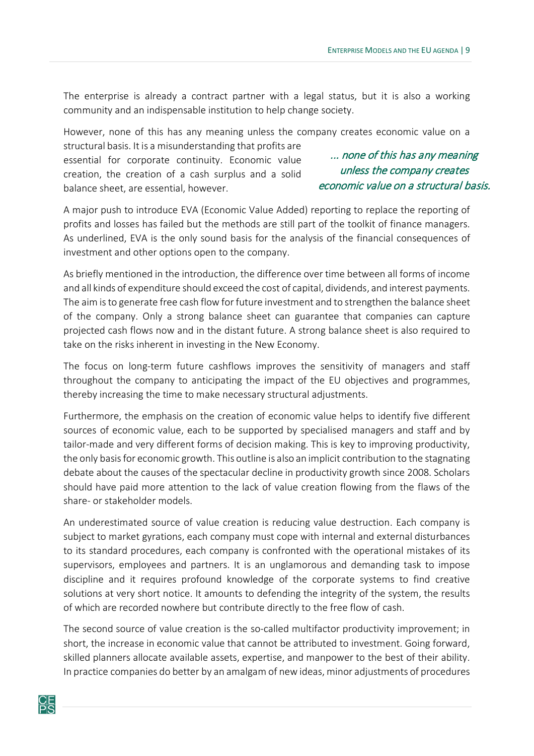The enterprise is already a contract partner with a legal status, but it is also a working community and an indispensable institution to help change society.

However, none of this has any meaning unless the company creates economic value on a structural basis. It is a misunderstanding that profits are essential for corporate continuity. Economic value creation, the creation of a cash surplus and a solid balance sheet, are essential, however.

> *... none of this has any meaning unless the company creates economic value on a structural basis.*

A major push to introduce EVA (Economic Value Added) reporting to replace the reporting of profits and losses has failed but the methods are still part of the toolkit of finance managers. As underlined, EVA is the only sound basis for the analysis of the financial consequences of investment and other options open to the company.

As briefly mentioned in the introduction, the difference over time between all forms of income and all kinds of expenditure should exceed the cost of capital, dividends, and interest payments. The aim is to generate free cash flow for future investment and to strengthen the balance sheet of the company. Only a strong balance sheet can guarantee that companies can capture projected cash flows now and in the distant future. A strong balance sheet is also required to take on the risks inherent in investing in the New Economy.

The focus on long-term future cashflows improves the sensitivity of managers and staff throughout the company to anticipating the impact of the EU objectives and programmes, thereby increasing the time to make necessary structural adjustments.

Furthermore, the emphasis on the creation of economic value helps to identify five different sources of economic value, each to be supported by specialised managers and staff and by tailor-made and very different forms of decision making. This is key to improving productivity, the only basis for economic growth. This outline is also an implicit contribution to the stagnating debate about the causes of the spectacular decline in productivity growth since 2008. Scholars should have paid more attention to the lack of value creation flowing from the flaws of the share- or stakeholder models.

An underestimated source of value creation is reducing value destruction. Each company is subject to market gyrations, each company must cope with internal and external disturbances to its standard procedures, each company is confronted with the operational mistakes of its supervisors, employees and partners. It is an unglamorous and demanding task to impose discipline and it requires profound knowledge of the corporate systems to find creative solutions at very short notice. It amounts to defending the integrity of the system, the results of which are recorded nowhere but contribute directly to the free flow of cash.

The second source of value creation is the so-called multifactor productivity improvement; in short, the increase in economic value that cannot be attributed to investment. Going forward, skilled planners allocate available assets, expertise, and manpower to the best of their ability. In practice companies do better by an amalgam of new ideas, minor adjustments of procedures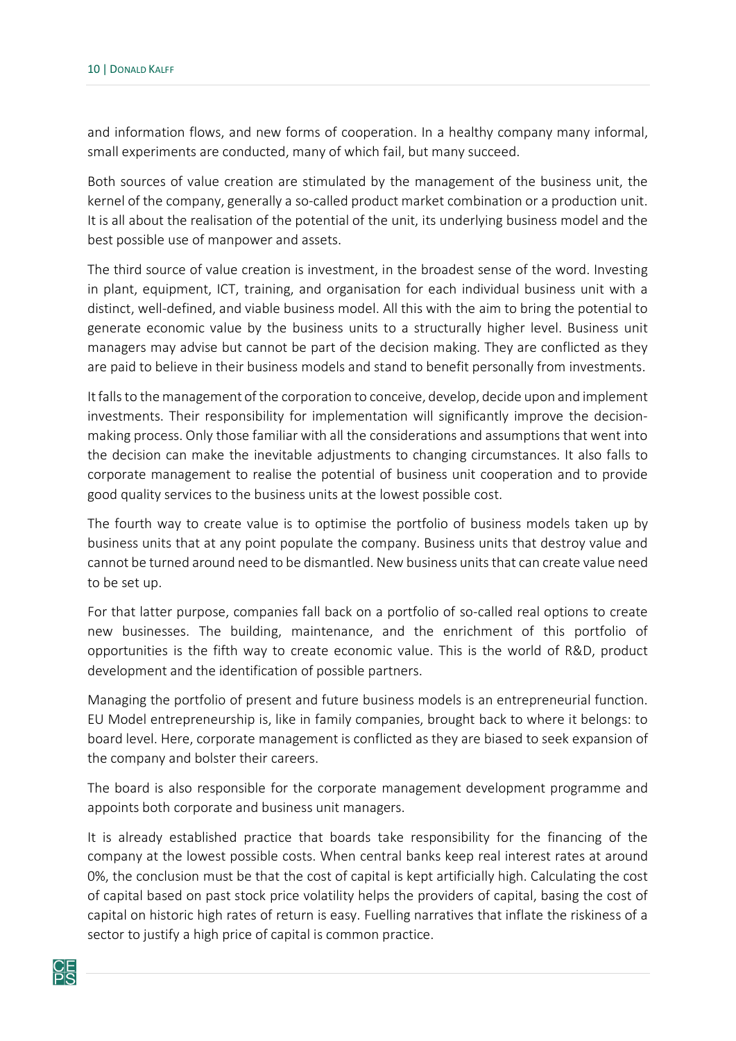and information flows, and new forms of cooperation. In a healthy company many informal, small experiments are conducted, many of which fail, but many succeed.

Both sources of value creation are stimulated by the management of the business unit, the kernel of the company, generally a so-called product market combination or a production unit. It is all about the realisation of the potential of the unit, its underlying business model and the best possible use of manpower and assets.

The third source of value creation is investment, in the broadest sense of the word. Investing in plant, equipment, ICT, training, and organisation for each individual business unit with a distinct, well-defined, and viable business model. All this with the aim to bring the potential to generate economic value by the business units to a structurally higher level. Business unit managers may advise but cannot be part of the decision making. They are conflicted as they are paid to believe in their business models and stand to benefit personally from investments.

It falls to the management of the corporation to conceive, develop, decide upon and implement investments. Their responsibility for implementation will significantly improve the decision-making process. Only those familiar with all the considerations and assumptions that went into the decision can make the inevitable adjustments to changing circumstances. It also falls to corporate management to realise the potential of business unit cooperation and to provide good quality services to the business units at the lowest possible cost.

The fourth way to create value is to optimise the portfolio of business models taken up by business units that at any point populate the company. Business units that destroy value and cannot be turned around need to be dismantled. New business units that can create value need to be set up.

For that latter purpose, companies fall back on a portfolio of so-called real options to create new businesses. The building, maintenance, and the enrichment of this portfolio of opportunities is the fifth way to create economic value. This is the world of R&D, product development and the identification of possible partners.

Managing the portfolio of present and future business models is an entrepreneurial function. EU Model entrepreneurship is, like in family companies, brought back to where it belongs: to board level. Here, corporate management is conflicted as they are biased to seek expansion of the company and bolster their careers.

The board is also responsible for the corporate management development programme and appoints both corporate and business unit managers.

It is already established practice that boards take responsibility for the financing of the company at the lowest possible costs. When central banks keep real interest rates at around 0%, the conclusion must be that the cost of capital is kept artificially high. Calculating the cost of capital based on past stock price volatility helps the providers of capital, basing the cost of capital on historic high rates of return is easy. Fuelling narratives that inflate the riskiness of a sector to justify a high price of capital is common practice.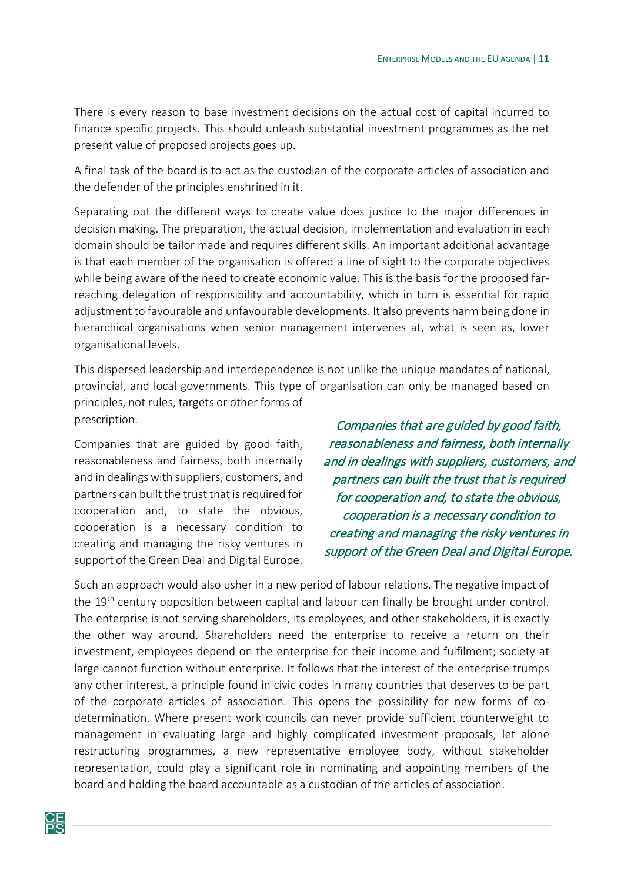There is every reason to base investment decisions on the actual cost of capital incurred to finance specific projects. This should unleash substantial investment programmes as the net present value of proposed projects goes up.

A final task of the board is to act as the custodian of the corporate articles of association and the defender of the principles enshrined in it.

Separating out the different ways to create value does justice to the major differences in decision making. The preparation, the actual decision, implementation and evaluation in each domain should be tailor made and requires different skills. An important additional advantage is that each member of the organisation is offered a line of sight to the corporate objectives while being aware of the need to create economic value. This is the basis for the proposed far-reaching delegation of responsibility and accountability, which in turn is essential for rapid adjustment to favourable and unfavourable developments. It also prevents harm being done in hierarchical organisations when senior management intervenes at, what is seen as, lower organisational levels.

This dispersed leadership and interdependence is not unlike the unique mandates of national, provincial, and local governments. This type of organisation can only be managed based on principles, not rules, targets or other forms of prescription.

Companies that are guided by good faith, reasonableness and fairness, both internally and in dealings with suppliers, customers, and partners can built the trust that is required for cooperation and, to state the obvious, cooperation is a necessary condition to creating and managing the risky ventures in support of the Green Deal and Digital Europe.

*Companies that are guided by good faith, reasonableness and fairness, both internally and in dealings with suppliers, customers, and partners can built the trust that is required for cooperation and, to state the obvious, cooperation is a necessary condition to creating and managing the risky ventures in support of the Green Deal and Digital Europe.*

Such an approach would also usher in a new period of labour relations. The negative impact of the 19th century opposition between capital and labour can finally be brought under control. The enterprise is not serving shareholders, its employees, and other stakeholders, it is exactly the other way around. Shareholders need the enterprise to receive a return on their investment, employees depend on the enterprise for their income and fulfilment; society at large cannot function without enterprise. It follows that the interest of the enterprise trumps any other interest, a principle found in civic codes in many countries that deserves to be part of the corporate articles of association. This opens the possibility for new forms of co-determination. Where present work councils can never provide sufficient counterweight to management in evaluating large and highly complicated investment proposals, let alone restructuring programmes, a new representative employee body, without stakeholder representation, could play a significant role in nominating and appointing members of the board and holding the board accountable as a custodian of the articles of association.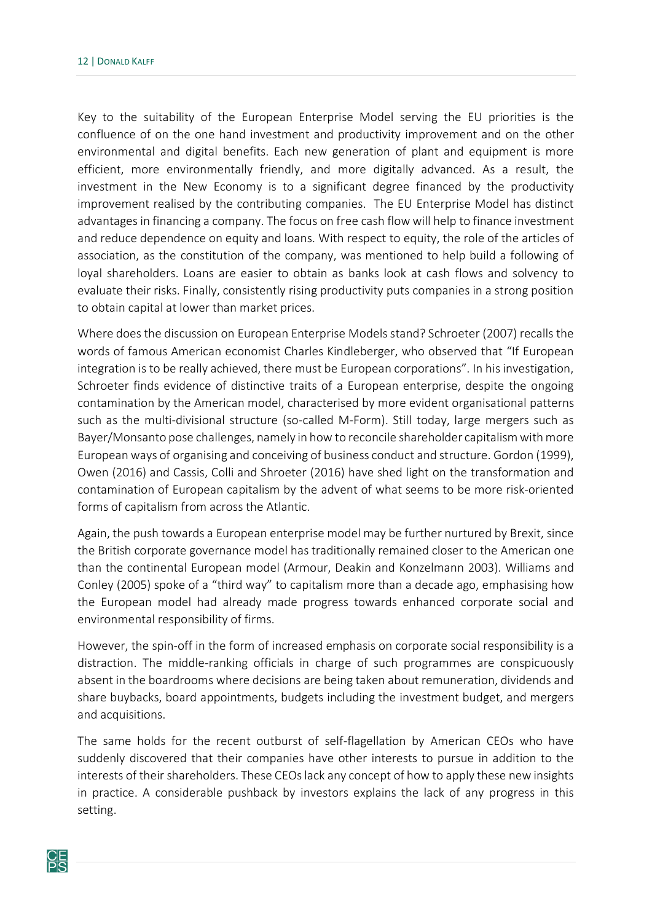Key to the suitability of the European Enterprise Model serving the EU priorities is the confluence of on the one hand investment and productivity improvement and on the other environmental and digital benefits. Each new generation of plant and equipment is more efficient, more environmentally friendly, and more digitally advanced. As a result, the investment in the New Economy is to a significant degree financed by the productivity improvement realised by the contributing companies. The EU Enterprise Model has distinct advantages in financing a company. The focus on free cash flow will help to finance investment and reduce dependence on equity and loans. With respect to equity, the role of the articles of association, as the constitution of the company, was mentioned to help build a following of loyal shareholders. Loans are easier to obtain as banks look at cash flows and solvency to evaluate their risks. Finally, consistently rising productivity puts companies in a strong position to obtain capital at lower than market prices.

Where does the discussion on European Enterprise Models stand? Schroeter (2007) recalls the words of famous American economist Charles Kindleberger, who observed that "If European integration is to be really achieved, there must be European corporations". In his investigation, Schroeter finds evidence of distinctive traits of a European enterprise, despite the ongoing contamination by the American model, characterised by more evident organisational patterns such as the multi-divisional structure (so-called M-Form). Still today, large mergers such as Bayer/Monsanto pose challenges, namely in how to reconcile shareholder capitalism with more European ways of organising and conceiving of business conduct and structure. Gordon (1999), Owen (2016) and Cassis, Colli and Shroeter (2016) have shed light on the transformation and contamination of European capitalism by the advent of what seems to be more risk-oriented forms of capitalism from across the Atlantic.

Again, the push towards a European enterprise model may be further nurtured by Brexit, since the British corporate governance model has traditionally remained closer to the American one than the continental European model (Armour, Deakin and Konzelmann 2003). Williams and Conley (2005) spoke of a "third way" to capitalism more than a decade ago, emphasising how the European model had already made progress towards enhanced corporate social and environmental responsibility of firms.

However, the spin-off in the form of increased emphasis on corporate social responsibility is a distraction. The middle-ranking officials in charge of such programmes are conspicuously absent in the boardrooms where decisions are being taken about remuneration, dividends and share buybacks, board appointments, budgets including the investment budget, and mergers and acquisitions.

The same holds for the recent outburst of self-flagellation by American CEOs who have suddenly discovered that their companies have other interests to pursue in addition to the interests of their shareholders. These CEOs lack any concept of how to apply these new insights in practice. A considerable pushback by investors explains the lack of any progress in this setting.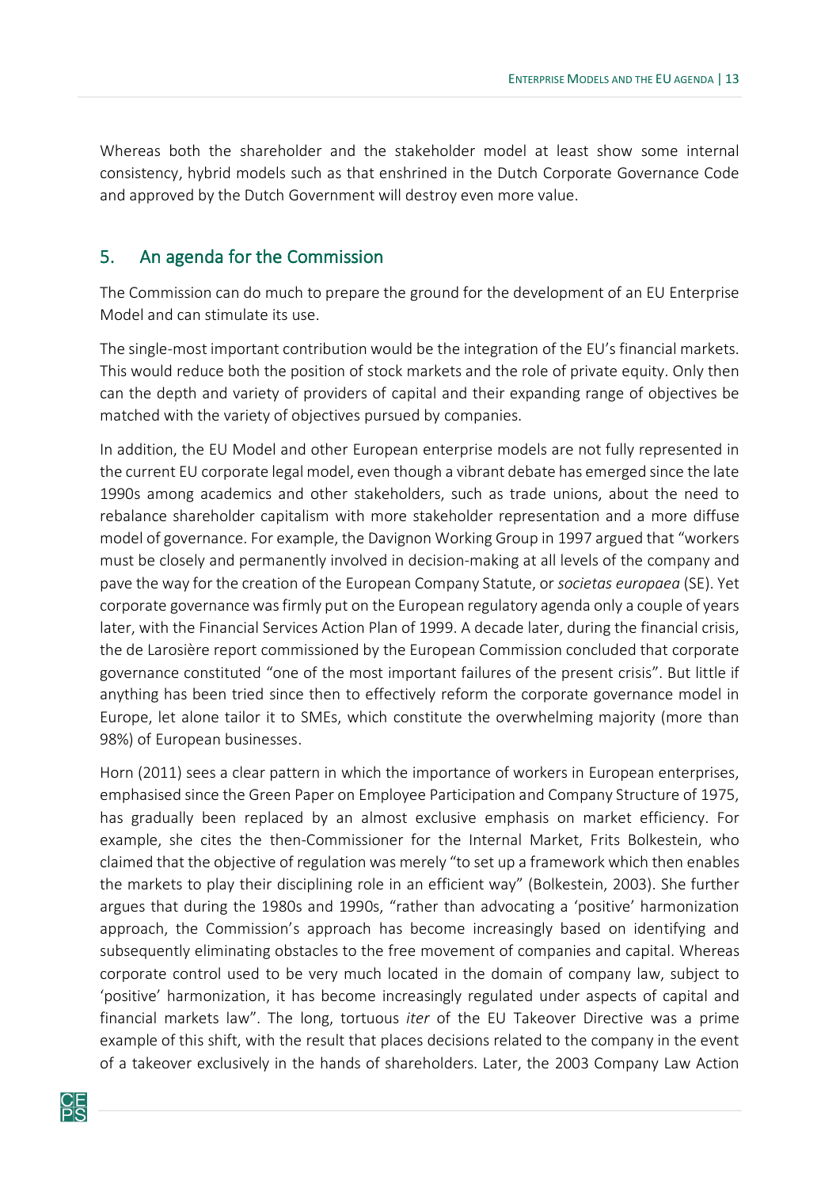Whereas both the shareholder and the stakeholder model at least show some internal consistency, hybrid models such as that enshrined in the Dutch Corporate Governance Code and approved by the Dutch Government will destroy even more value.

## 5. An agenda for the Commission

The Commission can do much to prepare the ground for the development of an EU Enterprise Model and can stimulate its use.

The single-most important contribution would be the integration of the EU's financial markets. This would reduce both the position of stock markets and the role of private equity. Only then can the depth and variety of providers of capital and their expanding range of objectives be matched with the variety of objectives pursued by companies.

In addition, the EU Model and other European enterprise models are not fully represented in the current EU corporate legal model, even though a vibrant debate has emerged since the late 1990s among academics and other stakeholders, such as trade unions, about the need to rebalance shareholder capitalism with more stakeholder representation and a more diffuse model of governance. For example, the Davignon Working Group in 1997 argued that "workers must be closely and permanently involved in decision-making at all levels of the company and pave the way for the creation of the European Company Statute, or *societas europaea* (SE). Yet corporate governance was firmly put on the European regulatory agenda only a couple of years later, with the Financial Services Action Plan of 1999. A decade later, during the financial crisis, the de Larosière report commissioned by the European Commission concluded that corporate governance constituted "one of the most important failures of the present crisis". But little if anything has been tried since then to effectively reform the corporate governance model in Europe, let alone tailor it to SMEs, which constitute the overwhelming majority (more than 98%) of European businesses.

Horn (2011) sees a clear pattern in which the importance of workers in European enterprises, emphasised since the Green Paper on Employee Participation and Company Structure of 1975, has gradually been replaced by an almost exclusive emphasis on market efficiency. For example, she cites the then-Commissioner for the Internal Market, Frits Bolkestein, who claimed that the objective of regulation was merely "to set up a framework which then enables the markets to play their disciplining role in an efficient way" (Bolkestein, 2003). She further argues that during the 1980s and 1990s, "rather than advocating a 'positive' harmonization approach, the Commission's approach has become increasingly based on identifying and subsequently eliminating obstacles to the free movement of companies and capital. Whereas corporate control used to be very much located in the domain of company law, subject to 'positive' harmonization, it has become increasingly regulated under aspects of capital and financial markets law". The long, tortuous *iter* of the EU Takeover Directive was a prime example of this shift, with the result that places decisions related to the company in the event of a takeover exclusively in the hands of shareholders. Later, the 2003 Company Law Action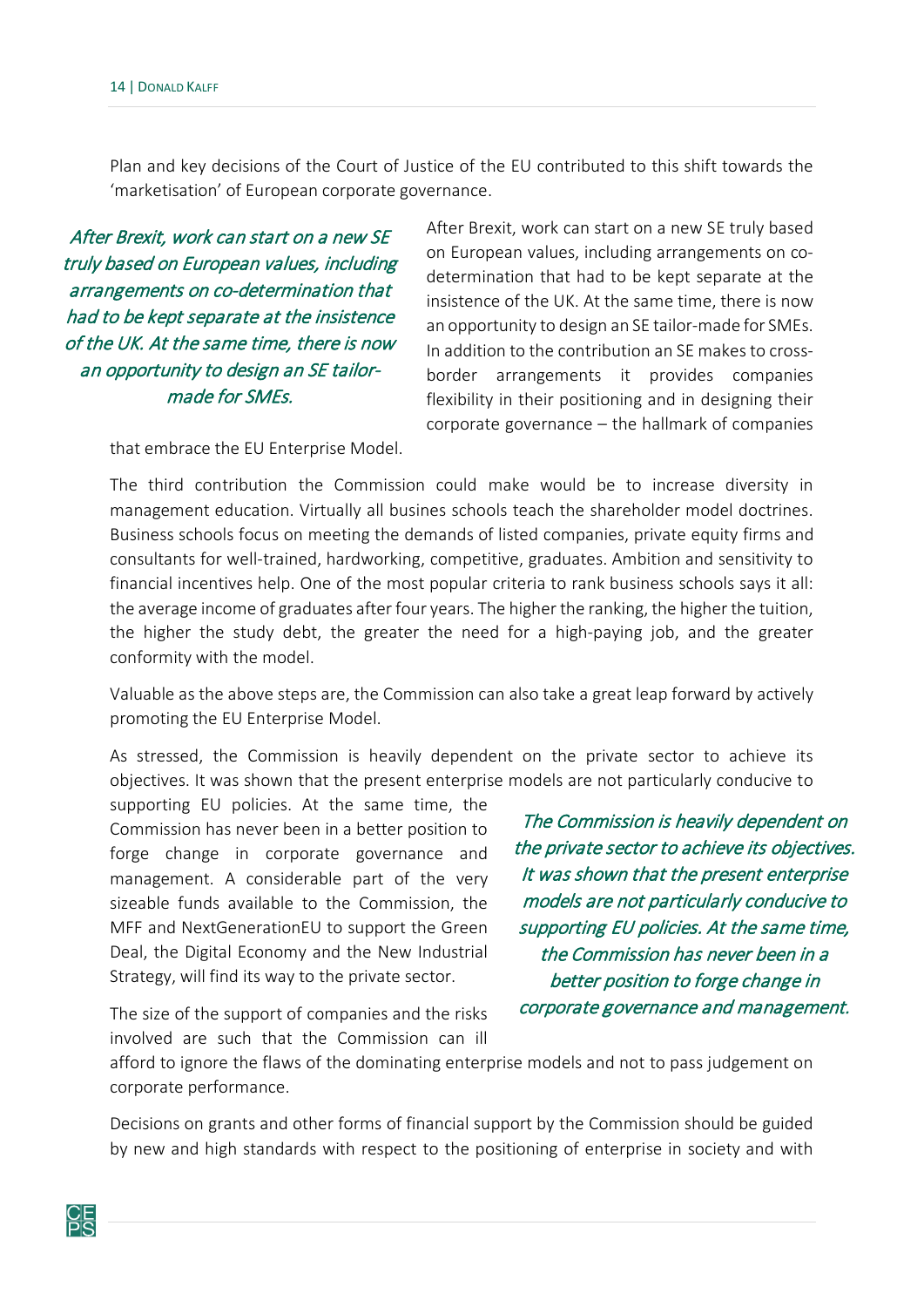Plan and key decisions of the Court of Justice of the EU contributed to this shift towards the 'marketisation' of European corporate governance.

*After Brexit, work can start on a new SE truly based on European values, including arrangements on co-determination that had to be kept separate at the insistence of the UK. At the same time, there is now an opportunity to design an SE tailor-made for SMEs.*

After Brexit, work can start on a new SE truly based on European values, including arrangements on co-determination that had to be kept separate at the insistence of the UK. At the same time, there is now an opportunity to design an SE tailor-made for SMEs. In addition to the contribution an SE makes to cross-border arrangements it provides companies flexibility in their positioning and in designing their corporate governance – the hallmark of companies that embrace the EU Enterprise Model.

The third contribution the Commission could make would be to increase diversity in management education. Virtually all busines schools teach the shareholder model doctrines. Business schools focus on meeting the demands of listed companies, private equity firms and consultants for well-trained, hardworking, competitive, graduates. Ambition and sensitivity to financial incentives help. One of the most popular criteria to rank business schools says it all: the average income of graduates after four years. The higher the ranking, the higher the tuition, the higher the study debt, the greater the need for a high-paying job, and the greater conformity with the model.

Valuable as the above steps are, the Commission can also take a great leap forward by actively promoting the EU Enterprise Model.

As stressed, the Commission is heavily dependent on the private sector to achieve its objectives. It was shown that the present enterprise models are not particularly conducive to supporting EU policies. At the same time, the Commission has never been in a better position to forge change in corporate governance and management. A considerable part of the very sizeable funds available to the Commission, the MFF and NextGenerationEU to support the Green Deal, the Digital Economy and the New Industrial Strategy, will find its way to the private sector.

*The Commission is heavily dependent on the private sector to achieve its objectives. It was shown that the present enterprise models are not particularly conducive to supporting EU policies. At the same time, the Commission has never been in a better position to forge change in corporate governance and management.*

The size of the support of companies and the risks involved are such that the Commission can ill afford to ignore the flaws of the dominating enterprise models and not to pass judgement on corporate performance.

Decisions on grants and other forms of financial support by the Commission should be guided by new and high standards with respect to the positioning of enterprise in society and with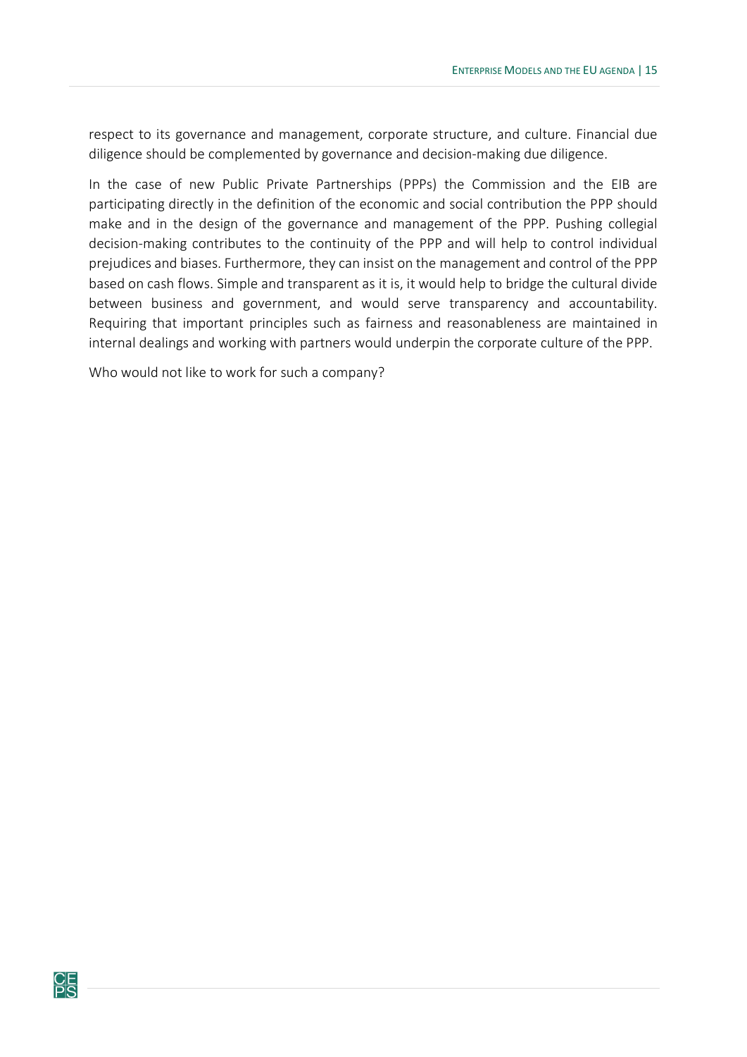respect to its governance and management, corporate structure, and culture. Financial due diligence should be complemented by governance and decision-making due diligence.

In the case of new Public Private Partnerships (PPPs) the Commission and the EIB are participating directly in the definition of the economic and social contribution the PPP should make and in the design of the governance and management of the PPP. Pushing collegial decision-making contributes to the continuity of the PPP and will help to control individual prejudices and biases. Furthermore, they can insist on the management and control of the PPP based on cash flows. Simple and transparent as it is, it would help to bridge the cultural divide between business and government, and would serve transparency and accountability. Requiring that important principles such as fairness and reasonableness are maintained in internal dealings and working with partners would underpin the corporate culture of the PPP.

Who would not like to work for such a company?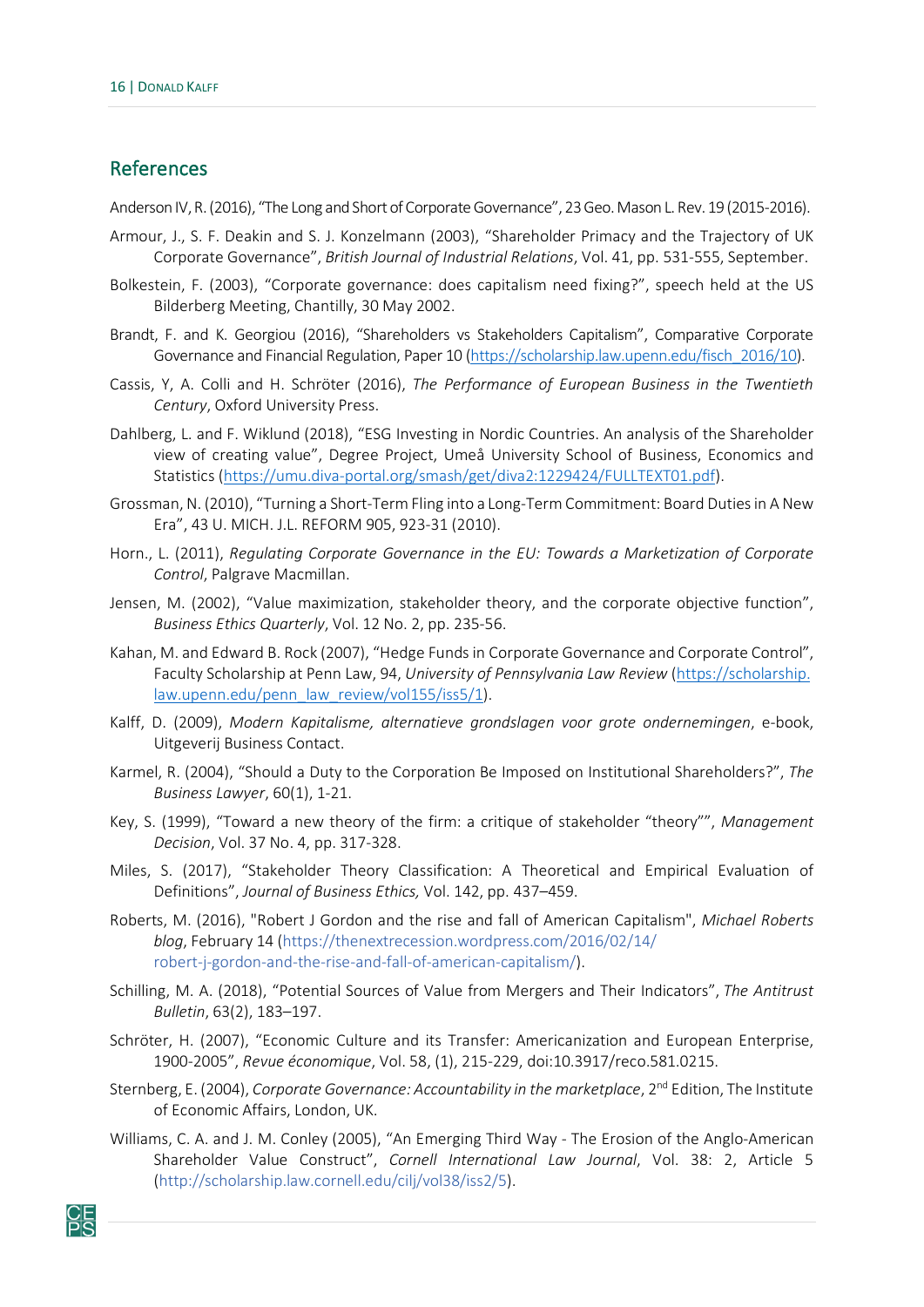## References

Anderson IV, R. (2016), "The Long and Short of Corporate Governance", 23 Geo. Mason L. Rev. 19 (2015-2016).

Armour, J., S. F. Deakin and S. J. Konzelmann (2003), "Shareholder Primacy and the Trajectory of UK Corporate Governance", *British Journal of Industrial Relations*, Vol. 41, pp. 531-555, September.

Bolkestein, F. (2003), "Corporate governance: does capitalism need fixing?", speech held at the US Bilderberg Meeting, Chantilly, 30 May 2002.

Brandt, F. and K. Georgiou (2016), "Shareholders vs Stakeholders Capitalism", Comparative Corporate Governance and Financial Regulation, Paper 10 (https://scholarship.law.upenn.edu/fisch_2016/10).

Cassis, Y, A. Colli and H. Schröter (2016), *The Performance of European Business in the Twentieth Century*, Oxford University Press.

Dahlberg, L. and F. Wiklund (2018), "ESG Investing in Nordic Countries. An analysis of the Shareholder view of creating value", Degree Project, Umeå University School of Business, Economics and Statistics (https://umu.diva-portal.org/smash/get/diva2:1229424/FULLTEXT01.pdf).

Grossman, N. (2010), "Turning a Short-Term Fling into a Long-Term Commitment: Board Duties in A New Era", 43 U. MICH. J.L. REFORM 905, 923-31 (2010).

Horn., L. (2011), *Regulating Corporate Governance in the EU: Towards a Marketization of Corporate Control*, Palgrave Macmillan.

Jensen, M. (2002), "Value maximization, stakeholder theory, and the corporate objective function", *Business Ethics Quarterly*, Vol. 12 No. 2, pp. 235-56.

Kahan, M. and Edward B. Rock (2007), "Hedge Funds in Corporate Governance and Corporate Control", Faculty Scholarship at Penn Law, 94, *University of Pennsylvania Law Review* (https://scholarship.law.upenn.edu/penn_law_review/vol155/iss5/1).

Kalff, D. (2009), *Modern Kapitalisme, alternatieve grondslagen voor grote ondernemingen*, e-book, Uitgeverij Business Contact.

Karmel, R. (2004), "Should a Duty to the Corporation Be Imposed on Institutional Shareholders?", *The Business Lawyer*, 60(1), 1-21.

Key, S. (1999), "Toward a new theory of the firm: a critique of stakeholder "theory"", *Management Decision*, Vol. 37 No. 4, pp. 317-328.

Miles, S. (2017), "Stakeholder Theory Classification: A Theoretical and Empirical Evaluation of Definitions", *Journal of Business Ethics,* Vol. 142, pp. 437–459.

Roberts, M. (2016), "Robert J Gordon and the rise and fall of American Capitalism", *Michael Roberts blog*, February 14 (https://thenextrecession.wordpress.com/2016/02/14/robert-j-gordon-and-the-rise-and-fall-of-american-capitalism/).

Schilling, M. A. (2018), "Potential Sources of Value from Mergers and Their Indicators", *The Antitrust Bulletin*, 63(2), 183–197.

Schröter, H. (2007), "Economic Culture and its Transfer: Americanization and European Enterprise, 1900-2005", *Revue économique*, Vol. 58, (1), 215-229, doi:10.3917/reco.581.0215.

Sternberg, E. (2004), *Corporate Governance: Accountability in the marketplace*, 2nd Edition, The Institute of Economic Affairs, London, UK.

Williams, C. A. and J. M. Conley (2005), "An Emerging Third Way - The Erosion of the Anglo-American Shareholder Value Construct", *Cornell International Law Journal*, Vol. 38: 2, Article 5 (http://scholarship.law.cornell.edu/cilj/vol38/iss2/5).